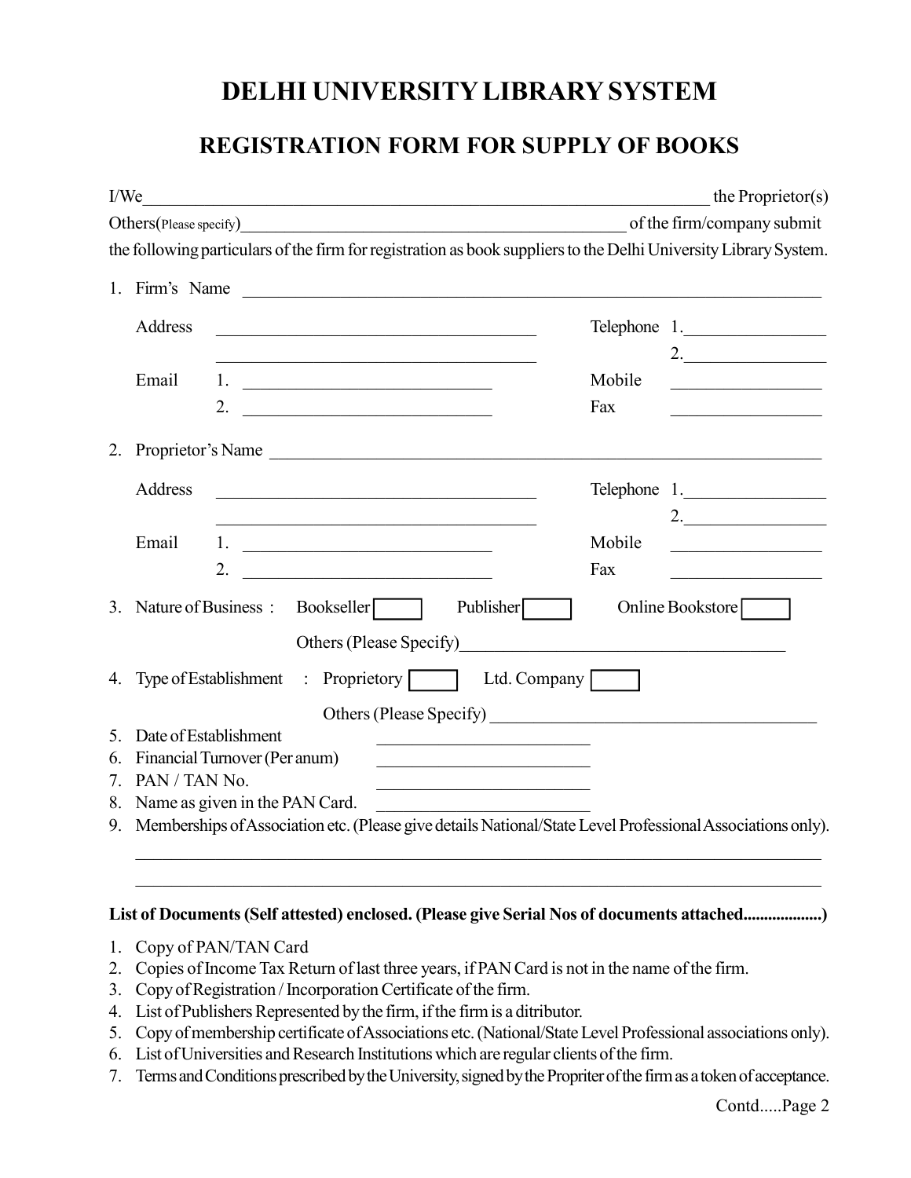# DELHI UNIVERSITY LIBRARY SYSTEM

## REGISTRATION FORM FOR SUPPLY OF BOOKS

I/We\_\_\_\_\_\_\_\_\_\_\_\_\_\_\_\_\_\_\_\_\_\_\_\_\_\_\_\_\_\_\_\_\_\_\_\_\_\_\_\_\_\_\_\_\_\_\_\_\_\_\_\_\_\_\_\_\_\_\_\_\_\_\_\_ the Proprietor(s)
Others(Please specify)\_\_\_\_\_\_\_\_\_\_\_\_\_\_\_\_\_\_\_\_\_\_\_\_\_\_\_\_\_\_\_\_\_\_\_\_\_\_\_\_\_\_\_\_\_\_ of the firm/company submit
the following particulars of the firm for registration as book suppliers to the Delhi University Library System.

1. Firm's Name \_\_\_\_\_\_\_\_\_\_\_\_\_\_\_\_\_\_\_\_\_\_\_\_\_\_\_\_\_\_\_\_\_\_\_\_\_\_\_\_\_\_\_\_\_\_\_\_\_\_\_\_\_\_\_\_\_\_\_\_

   Address \_\_\_\_\_\_\_\_\_\_\_\_\_\_\_\_\_\_\_\_\_\_\_\_\_\_\_\_\_\_\_\_\_\_\_\_ Telephone 1.\_\_\_\_\_\_\_\_\_\_\_\_\_\_\_\_
   \_\_\_\_\_\_\_\_\_\_\_\_\_\_\_\_\_\_\_\_\_\_\_\_\_\_\_\_\_\_\_\_\_\_\_\_ 2.\_\_\_\_\_\_\_\_\_\_\_\_\_\_\_\_

   Email 1. \_\_\_\_\_\_\_\_\_\_\_\_\_\_\_\_\_\_\_\_\_\_\_\_\_\_\_\_ Mobile \_\_\_\_\_\_\_\_\_\_\_\_\_\_\_\_\_
   2. \_\_\_\_\_\_\_\_\_\_\_\_\_\_\_\_\_\_\_\_\_\_\_\_\_\_\_\_ Fax \_\_\_\_\_\_\_\_\_\_\_\_\_\_\_\_\_

2. Proprietor's Name \_\_\_\_\_\_\_\_\_\_\_\_\_\_\_\_\_\_\_\_\_\_\_\_\_\_\_\_\_\_\_\_\_\_\_\_\_\_\_\_\_\_\_\_\_\_\_\_\_\_\_\_\_\_\_\_\_\_\_\_

   Address \_\_\_\_\_\_\_\_\_\_\_\_\_\_\_\_\_\_\_\_\_\_\_\_\_\_\_\_\_\_\_\_\_\_\_\_ Telephone 1.\_\_\_\_\_\_\_\_\_\_\_\_\_\_\_\_
   \_\_\_\_\_\_\_\_\_\_\_\_\_\_\_\_\_\_\_\_\_\_\_\_\_\_\_\_\_\_\_\_\_\_\_\_ 2.\_\_\_\_\_\_\_\_\_\_\_\_\_\_\_\_

   Email 1. \_\_\_\_\_\_\_\_\_\_\_\_\_\_\_\_\_\_\_\_\_\_\_\_\_\_\_\_ Mobile \_\_\_\_\_\_\_\_\_\_\_\_\_\_\_\_\_
   2. \_\_\_\_\_\_\_\_\_\_\_\_\_\_\_\_\_\_\_\_\_\_\_\_\_\_\_\_ Fax \_\_\_\_\_\_\_\_\_\_\_\_\_\_\_\_\_

3. Nature of Business : Bookseller ☐ Publisher ☐ Online Bookstore ☐

   Others (Please Specify)\_\_\_\_\_\_\_\_\_\_\_\_\_\_\_\_\_\_\_\_\_\_\_\_\_\_\_\_\_\_\_\_\_\_\_\_

4. Type of Establishment : Proprietory ☐ Ltd. Company ☐

   Others (Please Specify) \_\_\_\_\_\_\_\_\_\_\_\_\_\_\_\_\_\_\_\_\_\_\_\_\_\_\_\_\_\_\_\_\_\_\_\_

5. Date of Establishment \_\_\_\_\_\_\_\_\_\_\_\_\_\_\_\_\_\_\_\_\_\_\_\_
6. Financial Turnover (Per anum) \_\_\_\_\_\_\_\_\_\_\_\_\_\_\_\_\_\_\_\_\_\_\_\_
7. PAN / TAN No. \_\_\_\_\_\_\_\_\_\_\_\_\_\_\_\_\_\_\_\_\_\_\_\_
8. Name as given in the PAN Card. \_\_\_\_\_\_\_\_\_\_\_\_\_\_\_\_\_\_\_\_\_\_\_\_
9. Memberships of Association etc. (Please give details National/State Level Professional Associations only).

   \_\_\_\_\_\_\_\_\_\_\_\_\_\_\_\_\_\_\_\_\_\_\_\_\_\_\_\_\_\_\_\_\_\_\_\_\_\_\_\_\_\_\_\_\_\_\_\_\_\_\_\_\_\_\_\_\_\_\_\_\_\_\_\_\_\_\_\_\_\_\_\_\_\_\_\_
   \_\_\_\_\_\_\_\_\_\_\_\_\_\_\_\_\_\_\_\_\_\_\_\_\_\_\_\_\_\_\_\_\_\_\_\_\_\_\_\_\_\_\_\_\_\_\_\_\_\_\_\_\_\_\_\_\_\_\_\_\_\_\_\_\_\_\_\_\_\_\_\_\_\_\_\_

**List of Documents (Self attested) enclosed. (Please give Serial Nos of documents attached..................)**

1. Copy of PAN/TAN Card
2. Copies of Income Tax Return of last three years, if PAN Card is not in the name of the firm.
3. Copy of Registration / Incorporation Certificate of the firm.
4. List of Publishers Represented by the firm, if the firm is a ditributor.
5. Copy of membership certificate of Associations etc. (National/State Level Professional associations only).
6. List of Universities and Research Institutions which are regular clients of the firm.
7. Terms and Conditions prescribed by the University, signed by the Propriter of the firm as a token of acceptance.

Contd.....Page 2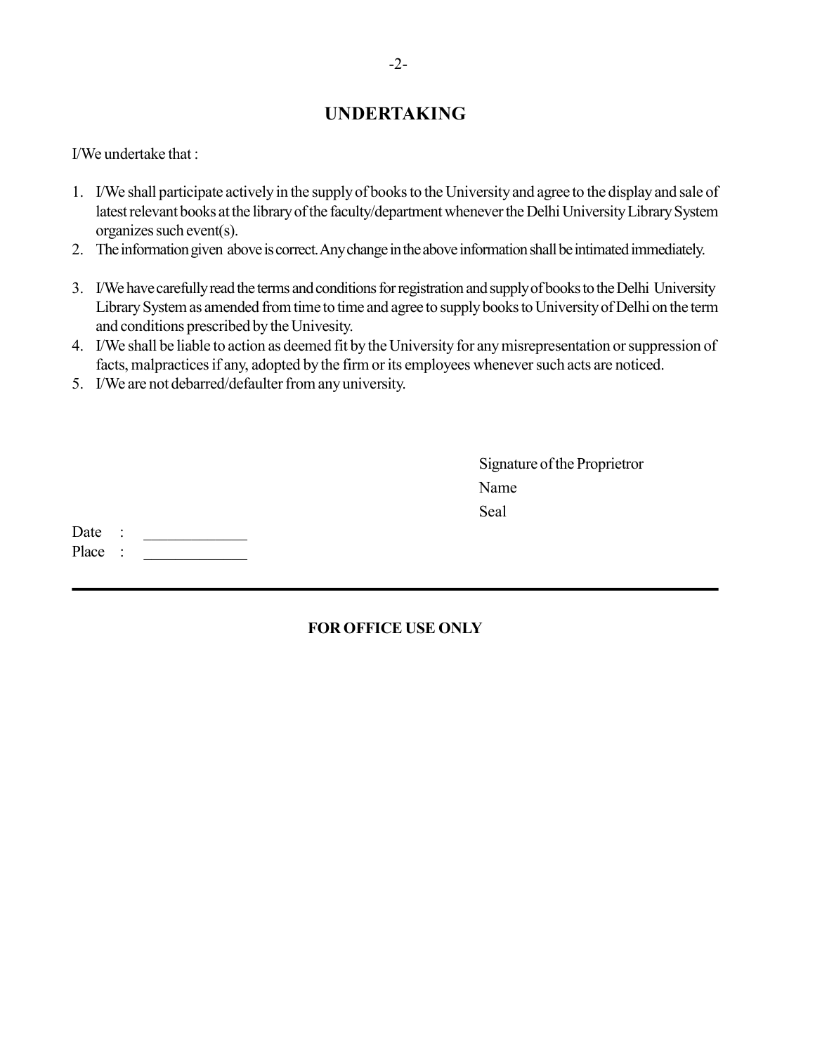## UNDERTAKING

I/We undertake that :

1. I/We shall participate actively in the supply of books to the University and agree to the display and sale of latest relevant books at the library of the faculty/department whenever the Delhi University Library System organizes such event(s).
2. The information given above is correct. Any change in the above information shall be intimated immediately.
3. I/We have carefully read the terms and conditions for registration and supply of books to the Delhi University Library System as amended from time to time and agree to supply books to University of Delhi on the term and conditions prescribed by the Univesity.
4. I/We shall be liable to action as deemed fit by the University for any misrepresentation or suppression of facts, malpractices if any, adopted by the firm or its employees whenever such acts are noticed.
5. I/We are not debarred/defaulter from any university.

Signature of the Proprietror

Name

Seal

Date : _____________

Place : _____________

---

**FOR OFFICE USE ONLY**